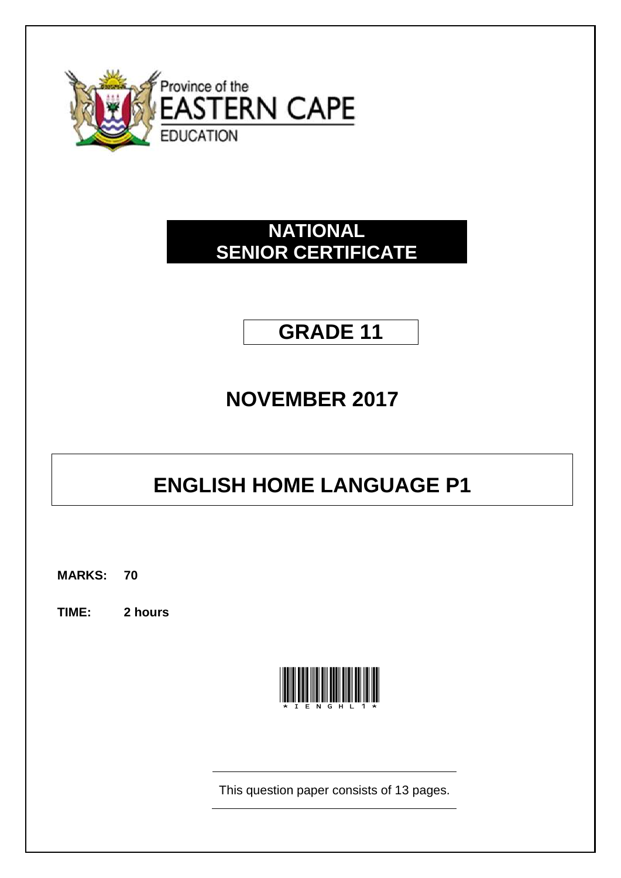Province of the
EASTERN CAPE
EDUCATION

# NATIONAL SENIOR CERTIFICATE

# GRADE 11

## NOVEMBER 2017

# ENGLISH HOME LANGUAGE P1

**MARKS: 70**

**TIME: 2 hours**

\* I E N G H L 1 \*

This question paper consists of 13 pages.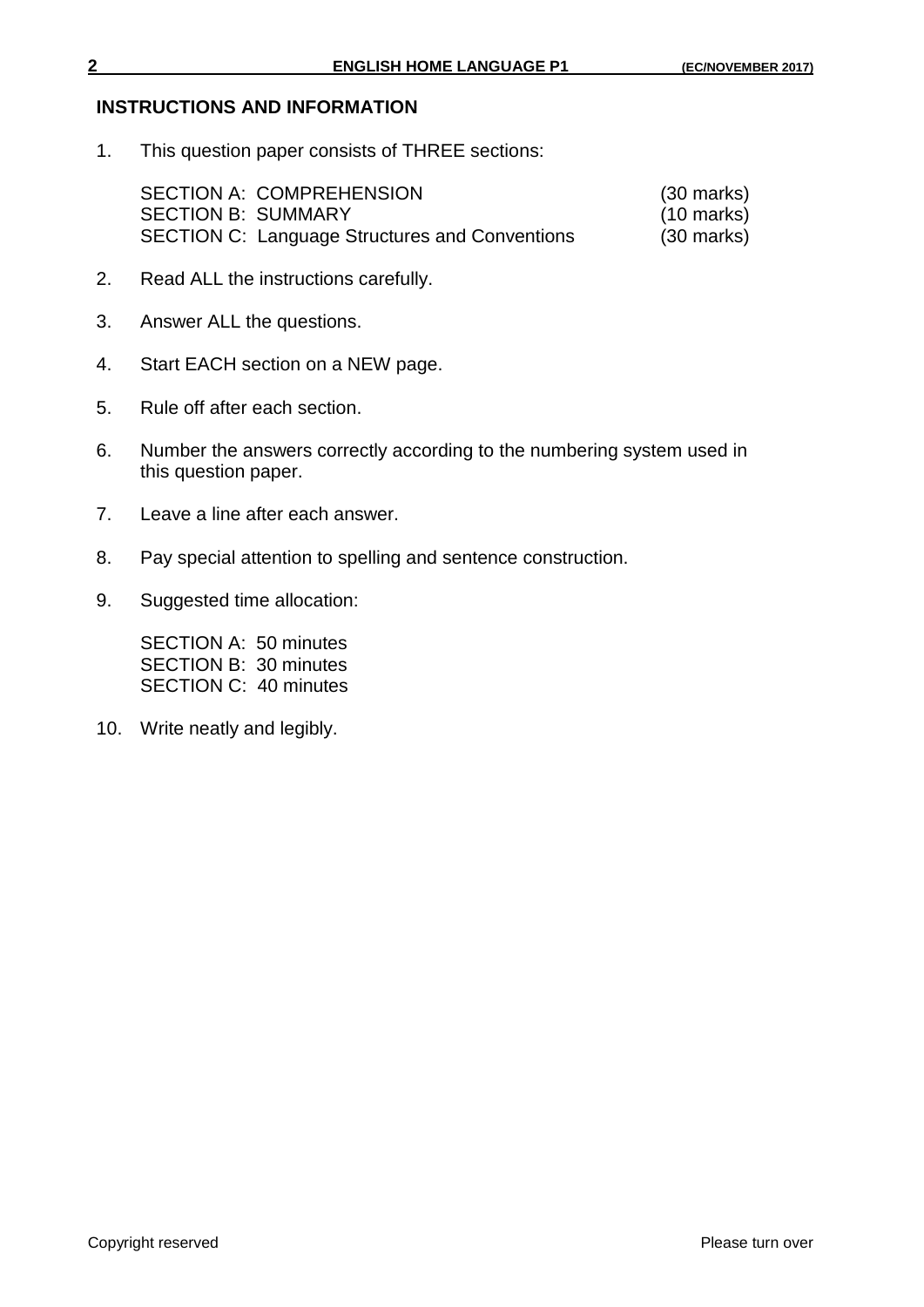## INSTRUCTIONS AND INFORMATION

1. This question paper consists of THREE sections:

   | | |
   |---|---|
   | SECTION A: COMPREHENSION | (30 marks) |
   | SECTION B: SUMMARY | (10 marks) |
   | SECTION C: Language Structures and Conventions | (30 marks) |

2. Read ALL the instructions carefully.

3. Answer ALL the questions.

4. Start EACH section on a NEW page.

5. Rule off after each section.

6. Number the answers correctly according to the numbering system used in this question paper.

7. Leave a line after each answer.

8. Pay special attention to spelling and sentence construction.

9. Suggested time allocation:

   SECTION A: 50 minutes
   SECTION B: 30 minutes
   SECTION C: 40 minutes

10. Write neatly and legibly.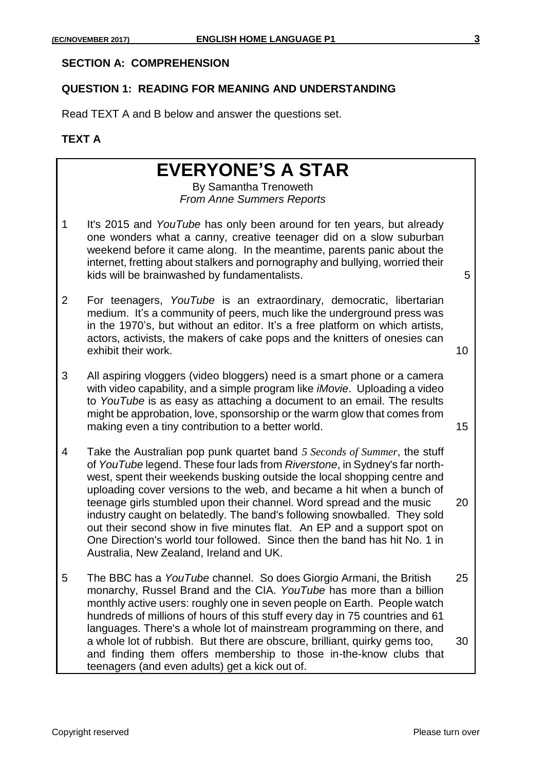## SECTION A: COMPREHENSION

### QUESTION 1: READING FOR MEANING AND UNDERSTANDING

Read TEXT A and B below and answer the questions set.

### TEXT A

# EVERYONE'S A STAR

By Samantha Trenoweth
*From Anne Summers Reports*

1 It's 2015 and *YouTube* has only been around for ten years, but already one wonders what a canny, creative teenager did on a slow suburban weekend before it came along. In the meantime, parents panic about the internet, fretting about stalkers and pornography and bullying, worried their kids will be brainwashed by fundamentalists. (5)

2 For teenagers, *YouTube* is an extraordinary, democratic, libertarian medium. It's a community of peers, much like the underground press was in the 1970's, but without an editor. It's a free platform on which artists, actors, activists, the makers of cake pops and the knitters of onesies can exhibit their work. (10)

3 All aspiring vloggers (video bloggers) need is a smart phone or a camera with video capability, and a simple program like *iMovie*. Uploading a video to *YouTube* is as easy as attaching a document to an email. The results might be approbation, love, sponsorship or the warm glow that comes from making even a tiny contribution to a better world. (15)

4 Take the Australian pop punk quartet band *5 Seconds of Summer*, the stuff of *YouTube* legend. These four lads from *Riverstone*, in Sydney's far north-west, spent their weekends busking outside the local shopping centre and uploading cover versions to the web, and became a hit when a bunch of teenage girls stumbled upon their channel. Word spread and the music (20) industry caught on belatedly. The band's following snowballed. They sold out their second show in five minutes flat. An EP and a support spot on One Direction's world tour followed. Since then the band has hit No. 1 in Australia, New Zealand, Ireland and UK.

5 The BBC has a *YouTube* channel. So does Giorgio Armani, the British (25) monarchy, Russel Brand and the CIA. *YouTube* has more than a billion monthly active users: roughly one in seven people on Earth. People watch hundreds of millions of hours of this stuff every day in 75 countries and 61 languages. There's a whole lot of mainstream programming on there, and a whole lot of rubbish. But there are obscure, brilliant, quirky gems too, (30) and finding them offers membership to those in-the-know clubs that teenagers (and even adults) get a kick out of.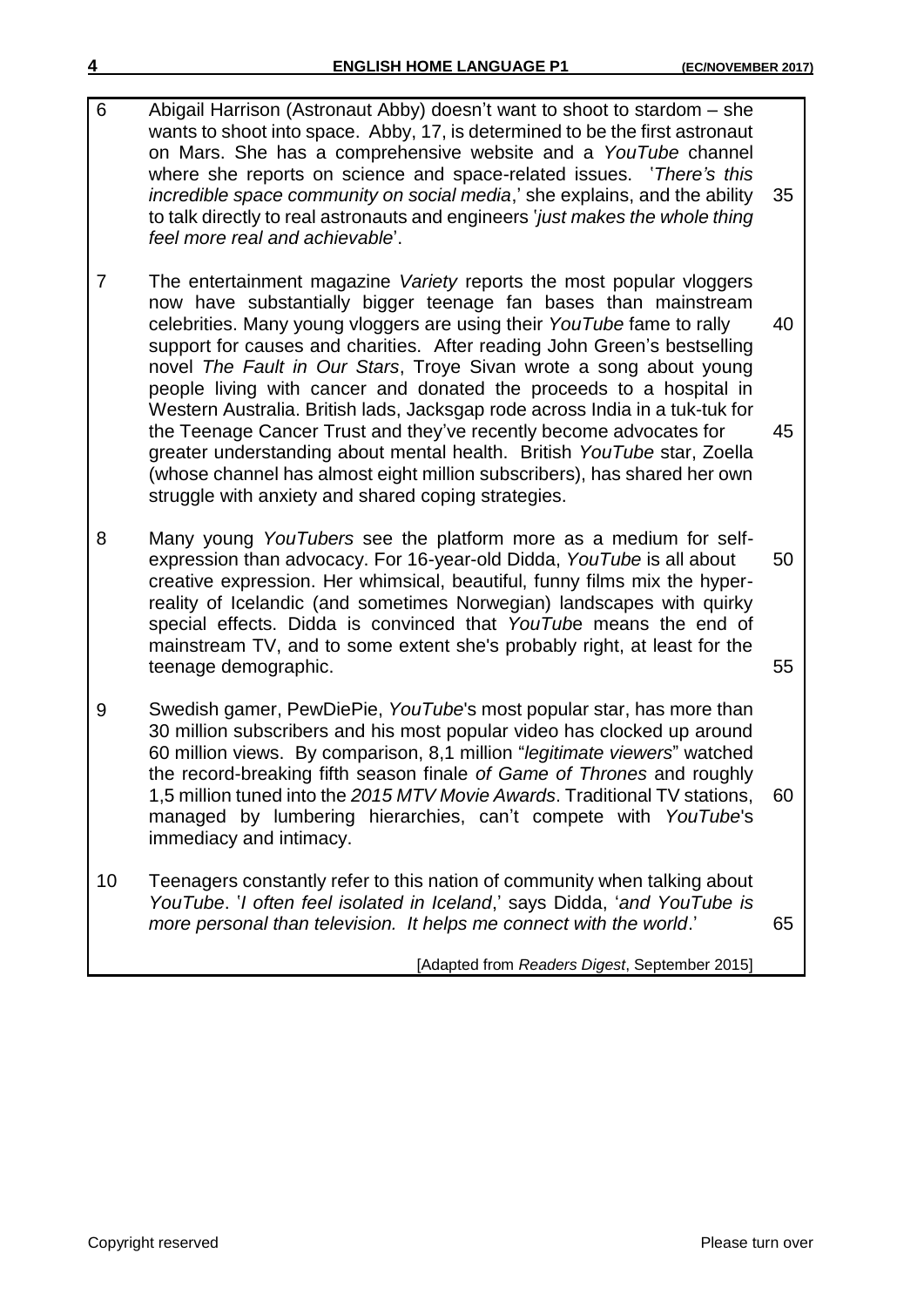6 Abigail Harrison (Astronaut Abby) doesn't want to shoot to stardom – she wants to shoot into space. Abby, 17, is determined to be the first astronaut on Mars. She has a comprehensive website and a *YouTube* channel where she reports on science and space-related issues. '*There's this incredible space community on social media*,' she explains, and the ability to talk directly to real astronauts and engineers '*just makes the whole thing feel more real and achievable*'. 35

7 The entertainment magazine *Variety* reports the most popular vloggers now have substantially bigger teenage fan bases than mainstream celebrities. Many young vloggers are using their *YouTube* fame to rally support for causes and charities. After reading John Green's bestselling novel *The Fault in Our Stars*, Troye Sivan wrote a song about young people living with cancer and donated the proceeds to a hospital in Western Australia. British lads, Jacksgap rode across India in a tuk-tuk for the Teenage Cancer Trust and they've recently become advocates for greater understanding about mental health. British *YouTube* star, Zoella (whose channel has almost eight million subscribers), has shared her own struggle with anxiety and shared coping strategies. 40 45

8 Many young *YouTubers* see the platform more as a medium for self-expression than advocacy. For 16-year-old Didda, *YouTube* is all about creative expression. Her whimsical, beautiful, funny films mix the hyper-reality of Icelandic (and sometimes Norwegian) landscapes with quirky special effects. Didda is convinced that *YouTube* means the end of mainstream TV, and to some extent she's probably right, at least for the teenage demographic. 50 55

9 Swedish gamer, PewDiePie, *YouTube*'s most popular star, has more than 30 million subscribers and his most popular video has clocked up around 60 million views. By comparison, 8,1 million "*legitimate viewers*" watched the record-breaking fifth season finale *of Game of Thrones* and roughly 1,5 million tuned into the *2015 MTV Movie Awards*. Traditional TV stations, managed by lumbering hierarchies, can't compete with *YouTube*'s immediacy and intimacy. 60

10 Teenagers constantly refer to this nation of community when talking about *YouTube*. '*I often feel isolated in Iceland*,' says Didda, '*and YouTube is more personal than television. It helps me connect with the world*.' 65

[Adapted from *Readers Digest*, September 2015]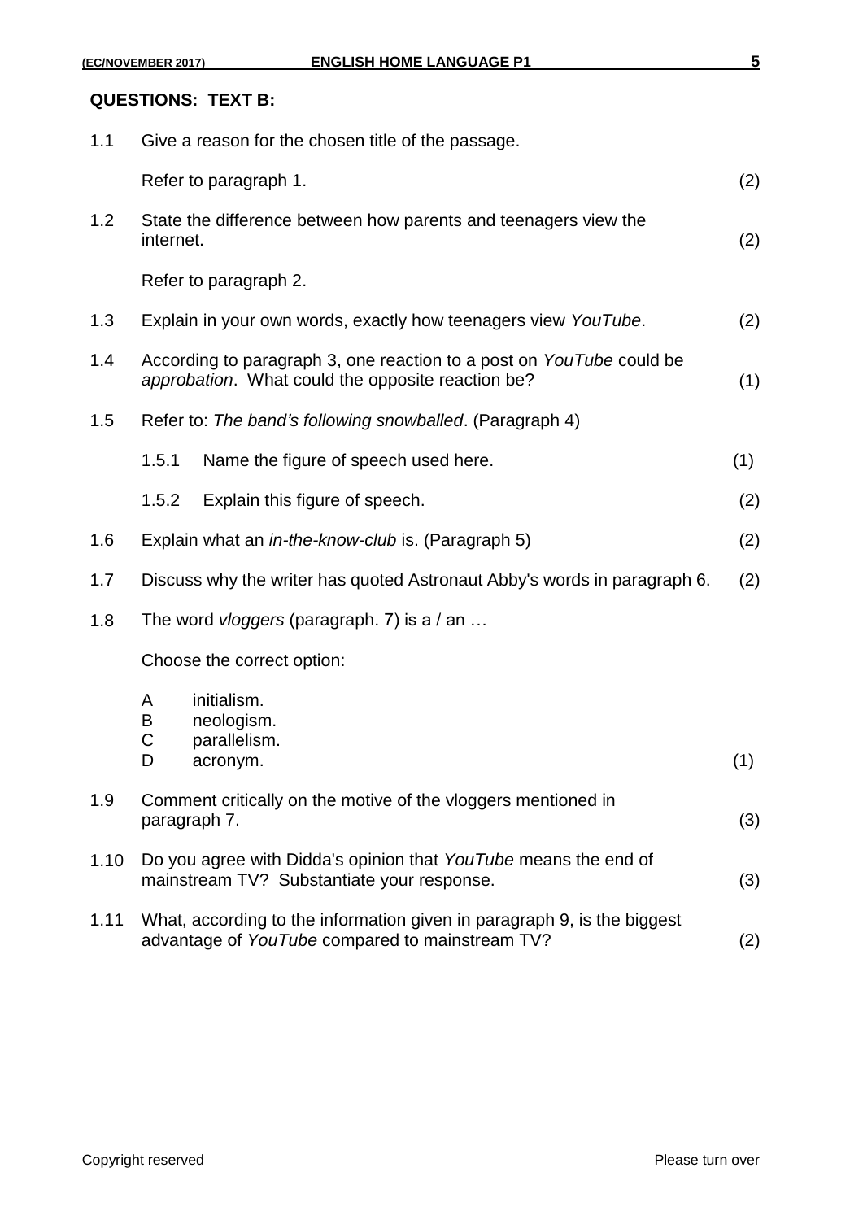**QUESTIONS: TEXT B:**

1.1 Give a reason for the chosen title of the passage.

Refer to paragraph 1. (2)

1.2 State the difference between how parents and teenagers view the internet. (2)

Refer to paragraph 2.

1.3 Explain in your own words, exactly how teenagers view *YouTube*. (2)

1.4 According to paragraph 3, one reaction to a post on *YouTube* could be *approbation*. What could the opposite reaction be? (1)

1.5 Refer to: *The band's following snowballed*. (Paragraph 4)

1.5.1 Name the figure of speech used here. (1)

1.5.2 Explain this figure of speech. (2)

1.6 Explain what an *in-the-know-club* is. (Paragraph 5) (2)

1.7 Discuss why the writer has quoted Astronaut Abby's words in paragraph 6. (2)

1.8 The word *vloggers* (paragraph. 7) is a / an …

Choose the correct option:

A initialism.
B neologism.
C parallelism.
D acronym. (1)

1.9 Comment critically on the motive of the vloggers mentioned in paragraph 7. (3)

1.10 Do you agree with Didda's opinion that *YouTube* means the end of mainstream TV? Substantiate your response. (3)

1.11 What, according to the information given in paragraph 9, is the biggest advantage of *YouTube* compared to mainstream TV? (2)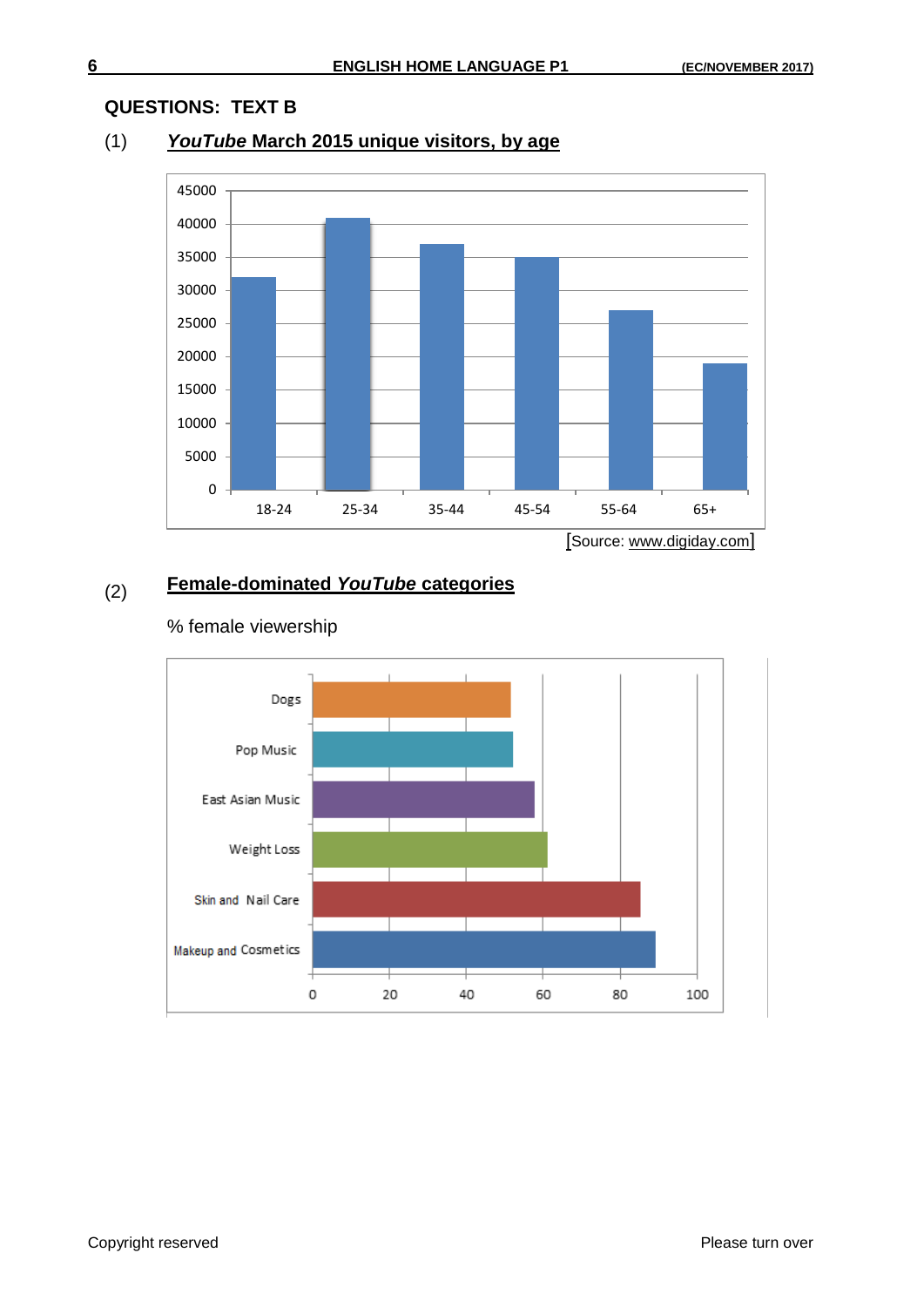## QUESTIONS: TEXT B

(1) ***YouTube* March 2015 unique visitors, by age**

| Age | Unique visitors |
|---|---|
| 18-24 | 32000 |
| 25-34 | 41000 |
| 35-44 | 37000 |
| 45-54 | 35000 |
| 55-64 | 27000 |
| 65+ | 19000 |

[Source: www.digiday.com]

(2) **Female-dominated *YouTube* categories**

% female viewership

| Category | % female viewership |
|---|---|
| Dogs | 52 |
| Pop Music | 52 |
| East Asian Music | 58 |
| Weight Loss | 61 |
| Skin and Nail Care | 85 |
| Makeup and Cosmetics | 89 |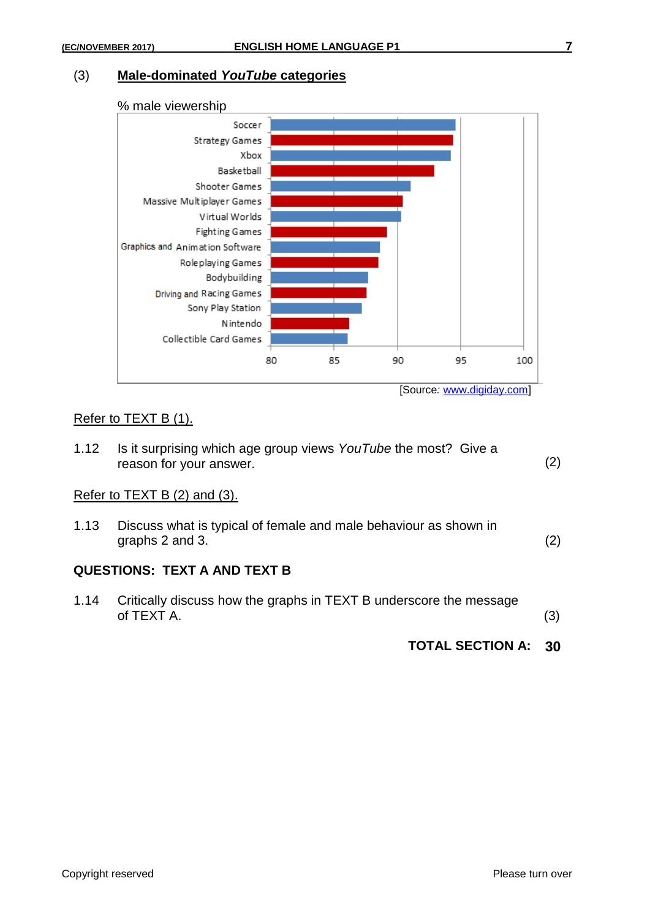(3) **Male-dominated *YouTube* categories**

% male viewership

| Category | % male viewership (approx.) |
|---|---|
| Soccer | |
| Strategy Games | |
| Xbox | |
| Basketball | |
| Shooter Games | |
| Massive Multiplayer Games | |
| Virtual Worlds | |
| Fighting Games | |
| Graphics and Animation Software | |
| Roleplaying Games | |
| Bodybuilding | |
| Driving and Racing Games | |
| Sony Play Station | |
| Nintendo | |
| Collectible Card Games | |

Axis: 80, 85, 90, 95, 100

[Source*:* www.digiday.com]

Refer to TEXT B (1).

1.12 Is it surprising which age group views *YouTube* the most? Give a reason for your answer. (2)

Refer to TEXT B (2) and (3).

1.13 Discuss what is typical of female and male behaviour as shown in graphs 2 and 3. (2)

**QUESTIONS: TEXT A AND TEXT B**

1.14 Critically discuss how the graphs in TEXT B underscore the message of TEXT A. (3)

**TOTAL SECTION A: 30**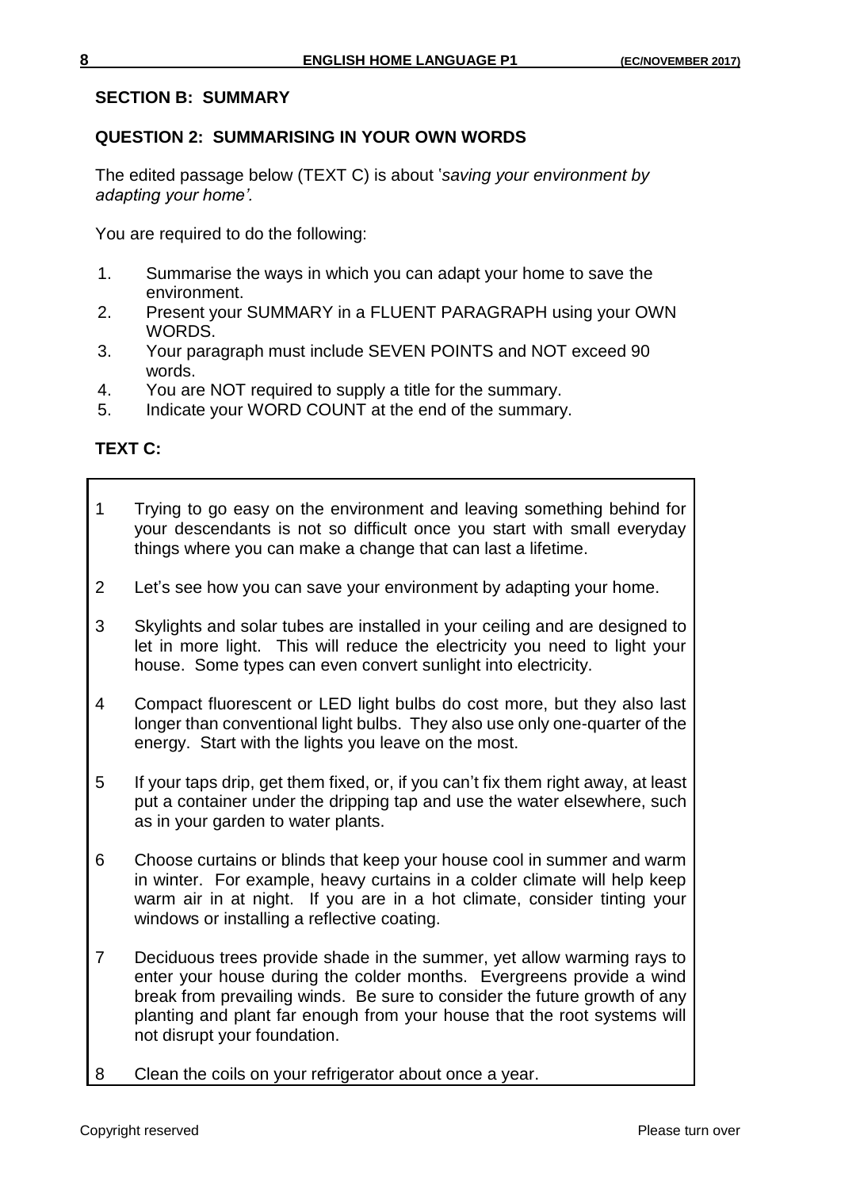## SECTION B: SUMMARY

### QUESTION 2: SUMMARISING IN YOUR OWN WORDS

The edited passage below (TEXT C) is about '*saving your environment by adapting your home'.*

You are required to do the following:

1. Summarise the ways in which you can adapt your home to save the environment.
2. Present your SUMMARY in a FLUENT PARAGRAPH using your OWN WORDS.
3. Your paragraph must include SEVEN POINTS and NOT exceed 90 words.
4. You are NOT required to supply a title for the summary.
5. Indicate your WORD COUNT at the end of the summary.

**TEXT C:**

1 Trying to go easy on the environment and leaving something behind for your descendants is not so difficult once you start with small everyday things where you can make a change that can last a lifetime.

2 Let's see how you can save your environment by adapting your home.

3 Skylights and solar tubes are installed in your ceiling and are designed to let in more light. This will reduce the electricity you need to light your house. Some types can even convert sunlight into electricity.

4 Compact fluorescent or LED light bulbs do cost more, but they also last longer than conventional light bulbs. They also use only one-quarter of the energy. Start with the lights you leave on the most.

5 If your taps drip, get them fixed, or, if you can't fix them right away, at least put a container under the dripping tap and use the water elsewhere, such as in your garden to water plants.

6 Choose curtains or blinds that keep your house cool in summer and warm in winter. For example, heavy curtains in a colder climate will help keep warm air in at night. If you are in a hot climate, consider tinting your windows or installing a reflective coating.

7 Deciduous trees provide shade in the summer, yet allow warming rays to enter your house during the colder months. Evergreens provide a wind break from prevailing winds. Be sure to consider the future growth of any planting and plant far enough from your house that the root systems will not disrupt your foundation.

8 Clean the coils on your refrigerator about once a year.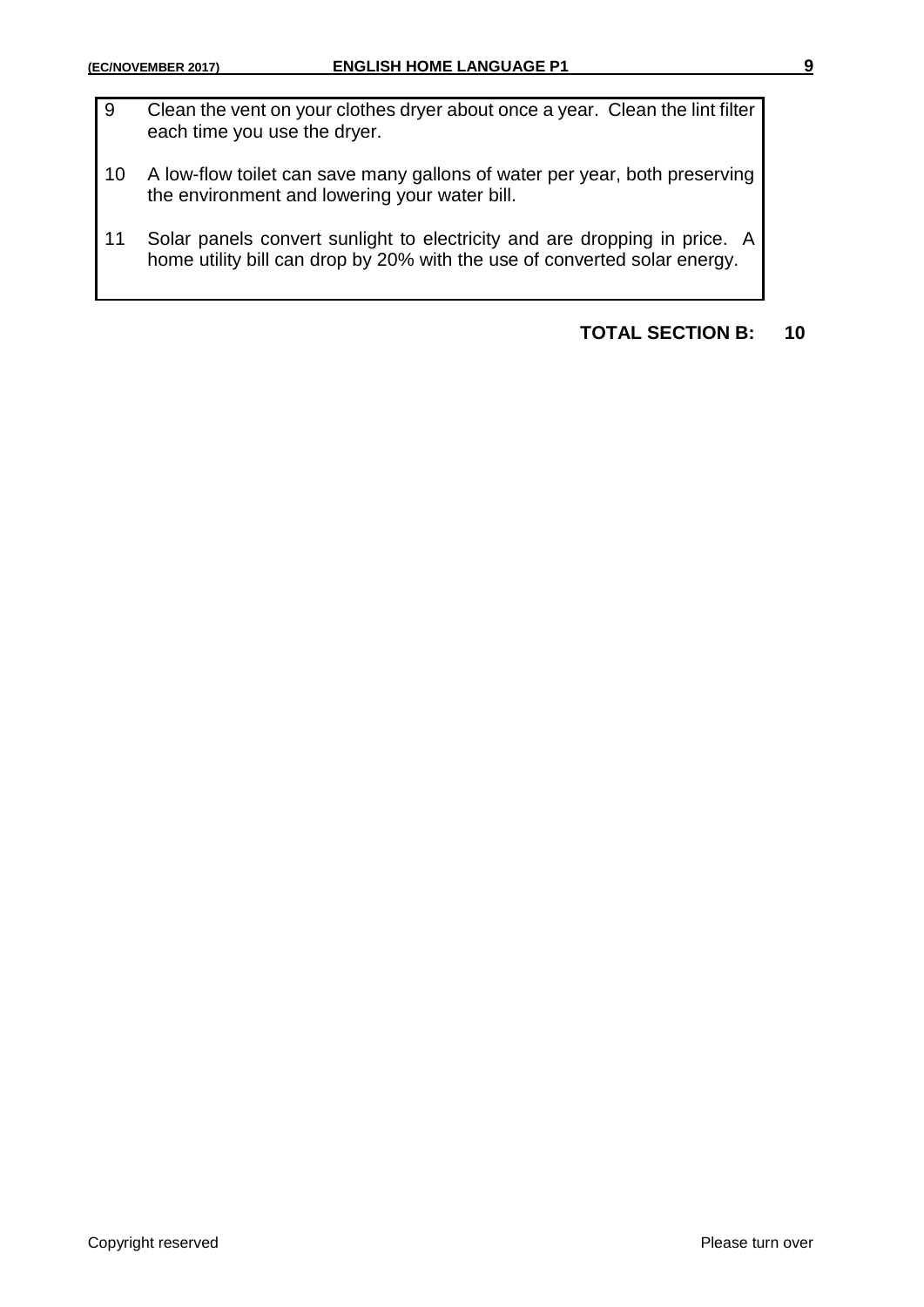9. Clean the vent on your clothes dryer about once a year. Clean the lint filter each time you use the dryer.

10. A low-flow toilet can save many gallons of water per year, both preserving the environment and lowering your water bill.

11. Solar panels convert sunlight to electricity and are dropping in price. A home utility bill can drop by 20% with the use of converted solar energy.

**TOTAL SECTION B: 10**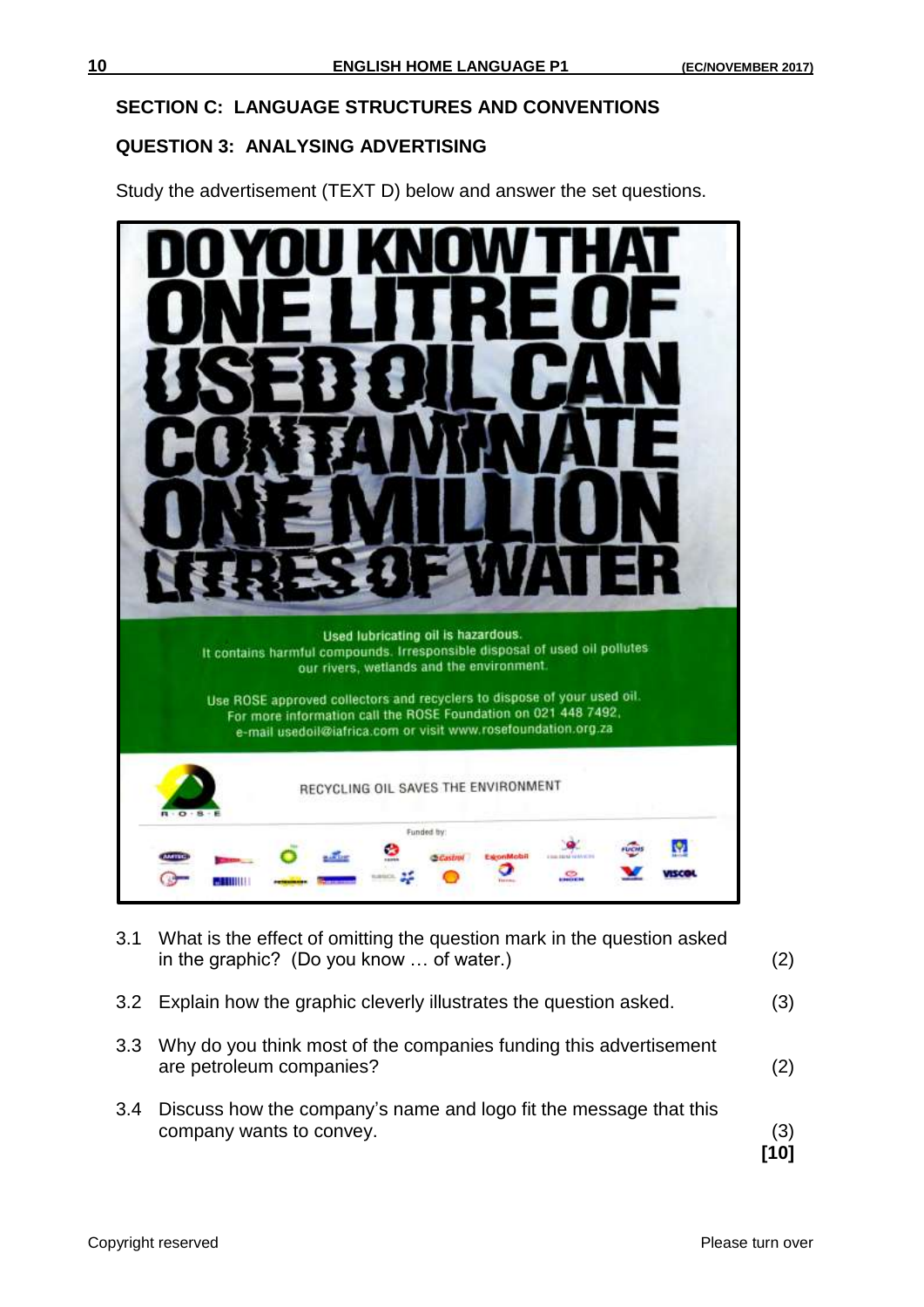## SECTION C: LANGUAGE STRUCTURES AND CONVENTIONS

## QUESTION 3: ANALYSING ADVERTISING

Study the advertisement (TEXT D) below and answer the set questions.

DO YOU KNOW THAT ONE LITRE OF USED OIL CAN CONTAMINATE ONE MILLION LITRES OF WATER

Used lubricating oil is hazardous.
It contains harmful compounds. Irresponsible disposal of used oil pollutes our rivers, wetlands and the environment.

Use ROSE approved collectors and recyclers to dispose of your used oil.
For more information call the ROSE Foundation on 021 448 7492, e-mail usedoil@iafrica.com or visit www.rosefoundation.org.za

R·O·S·E

RECYCLING OIL SAVES THE ENVIRONMENT

Funded by:

3.1 What is the effect of omitting the question mark in the question asked in the graphic? (Do you know … of water.) (2)

3.2 Explain how the graphic cleverly illustrates the question asked. (3)

3.3 Why do you think most of the companies funding this advertisement are petroleum companies? (2)

3.4 Discuss how the company's name and logo fit the message that this company wants to convey. (3)

**[10]**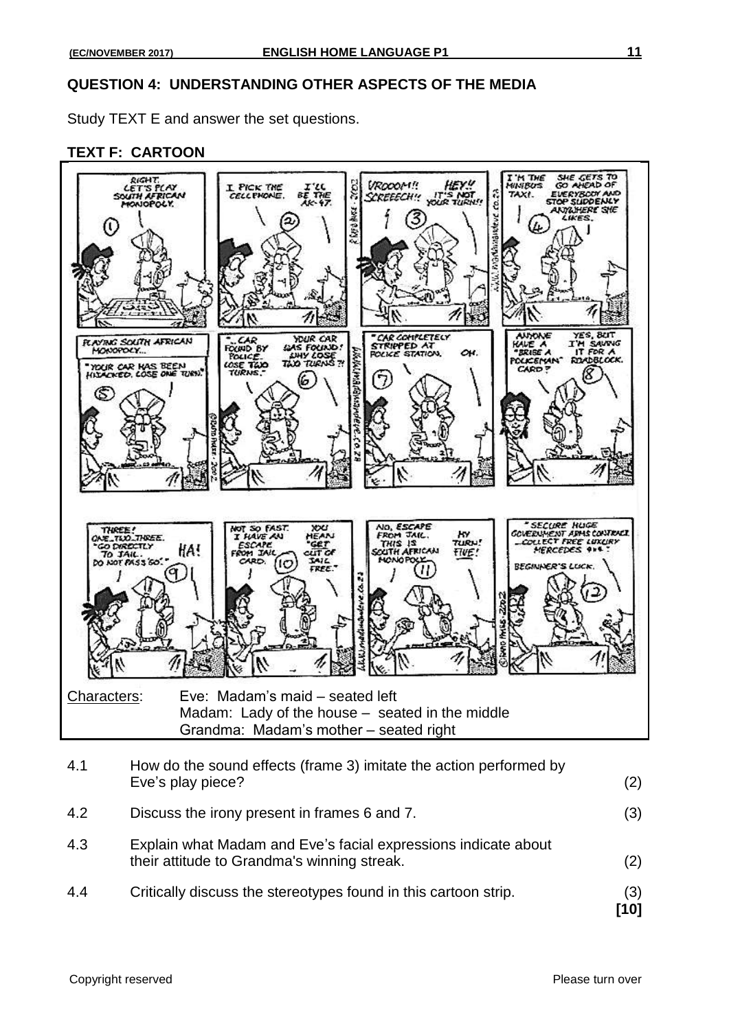## QUESTION 4: UNDERSTANDING OTHER ASPECTS OF THE MEDIA

Study TEXT E and answer the set questions.

### TEXT F: CARTOON

Characters:
- Eve: Madam's maid – seated left
- Madam: Lady of the house – seated in the middle
- Grandma: Madam's mother – seated right

| | | |
|---|---|---|
| 4.1 | How do the sound effects (frame 3) imitate the action performed by Eve's play piece? | (2) |
| 4.2 | Discuss the irony present in frames 6 and 7. | (3) |
| 4.3 | Explain what Madam and Eve's facial expressions indicate about their attitude to Grandma's winning streak. | (2) |
| 4.4 | Critically discuss the stereotypes found in this cartoon strip. | (3) **[10]** |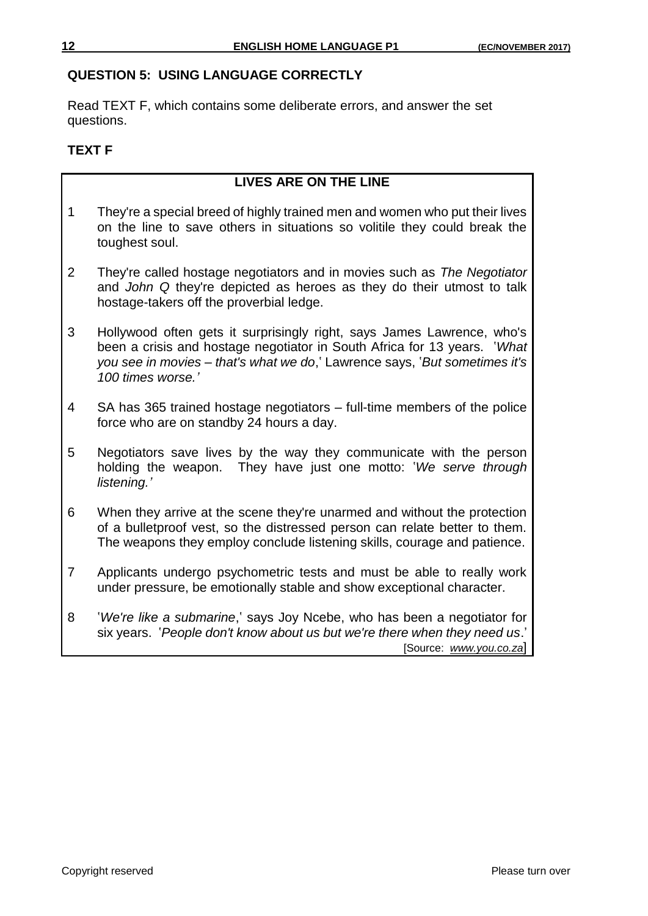## QUESTION 5: USING LANGUAGE CORRECTLY

Read TEXT F, which contains some deliberate errors, and answer the set questions.

### TEXT F

**LIVES ARE ON THE LINE**

1 They're a special breed of highly trained men and women who put their lives on the line to save others in situations so volitile they could break the toughest soul.

2 They're called hostage negotiators and in movies such as *The Negotiator* and *John Q* they're depicted as heroes as they do their utmost to talk hostage-takers off the proverbial ledge.

3 Hollywood often gets it surprisingly right, says James Lawrence, who's been a crisis and hostage negotiator in South Africa for 13 years. '*What you see in movies – that's what we do*,' Lawrence says, '*But sometimes it's 100 times worse.'*

4 SA has 365 trained hostage negotiators – full-time members of the police force who are on standby 24 hours a day.

5 Negotiators save lives by the way they communicate with the person holding the weapon. They have just one motto: '*We serve through listening.'*

6 When they arrive at the scene they're unarmed and without the protection of a bulletproof vest, so the distressed person can relate better to them. The weapons they employ conclude listening skills, courage and patience.

7 Applicants undergo psychometric tests and must be able to really work under pressure, be emotionally stable and show exceptional character.

8 '*We're like a submarine*,' says Joy Ncebe, who has been a negotiator for six years. '*People don't know about us but we're there when they need us*.'

[Source: *www.you.co.za*]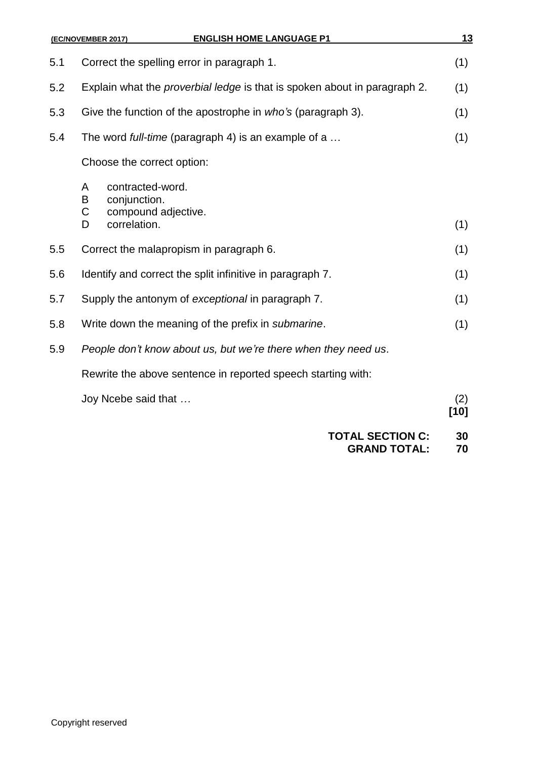5.1 Correct the spelling error in paragraph 1. (1)

5.2 Explain what the *proverbial ledge* is that is spoken about in paragraph 2. (1)

5.3 Give the function of the apostrophe in *who's* (paragraph 3). (1)

5.4 The word *full-time* (paragraph 4) is an example of a … (1)

Choose the correct option:

A contracted-word.
B conjunction.
C compound adjective.
D correlation. (1)

5.5 Correct the malapropism in paragraph 6. (1)

5.6 Identify and correct the split infinitive in paragraph 7. (1)

5.7 Supply the antonym of *exceptional* in paragraph 7. (1)

5.8 Write down the meaning of the prefix in *submarine*. (1)

5.9 *People don't know about us, but we're there when they need us*.

Rewrite the above sentence in reported speech starting with:

Joy Ncebe said that … (2)
**[10]**

**TOTAL SECTION C: 30**
**GRAND TOTAL: 70**